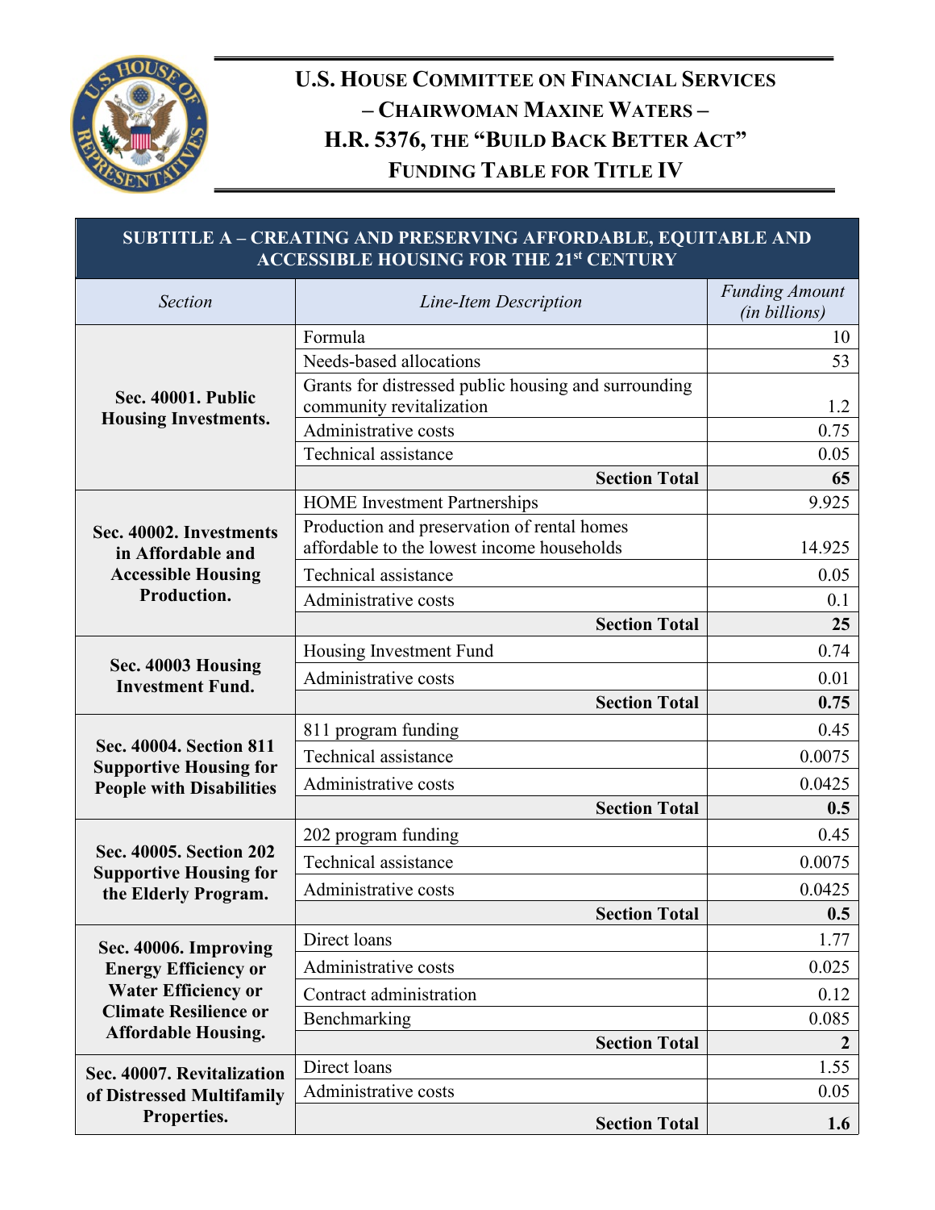# U.S. HOUSE COMMITTEE ON FINANCIAL SERVICES – CHAIRWOMAN MAXINE WATERS – H.R. 5376, THE "BUILD BACK BETTER ACT" FUNDING TABLE FOR TITLE IV

## SUBTITLE A – CREATING AND PRESERVING AFFORDABLE, EQUITABLE AND ACCESSIBLE HOUSING FOR THE 21st CENTURY

| *Section* | *Line-Item Description* | *Funding Amount (in billions)* |
|---|---|---|
| **Sec. 40001. Public Housing Investments.** | Formula | 10 |
| | Needs-based allocations | 53 |
| | Grants for distressed public housing and surrounding community revitalization | 1.2 |
| | Administrative costs | 0.75 |
| | Technical assistance | 0.05 |
| | **Section Total** | **65** |
| **Sec. 40002. Investments in Affordable and Accessible Housing Production.** | HOME Investment Partnerships | 9.925 |
| | Production and preservation of rental homes affordable to the lowest income households | 14.925 |
| | Technical assistance | 0.05 |
| | Administrative costs | 0.1 |
| | **Section Total** | **25** |
| **Sec. 40003 Housing Investment Fund.** | Housing Investment Fund | 0.74 |
| | Administrative costs | 0.01 |
| | **Section Total** | **0.75** |
| **Sec. 40004. Section 811 Supportive Housing for People with Disabilities** | 811 program funding | 0.45 |
| | Technical assistance | 0.0075 |
| | Administrative costs | 0.0425 |
| | **Section Total** | **0.5** |
| **Sec. 40005. Section 202 Supportive Housing for the Elderly Program.** | 202 program funding | 0.45 |
| | Technical assistance | 0.0075 |
| | Administrative costs | 0.0425 |
| | **Section Total** | **0.5** |
| **Sec. 40006. Improving Energy Efficiency or Water Efficiency or Climate Resilience or Affordable Housing.** | Direct loans | 1.77 |
| | Administrative costs | 0.025 |
| | Contract administration | 0.12 |
| | Benchmarking | 0.085 |
| | **Section Total** | **2** |
| **Sec. 40007. Revitalization of Distressed Multifamily Properties.** | Direct loans | 1.55 |
| | Administrative costs | 0.05 |
| | **Section Total** | **1.6** |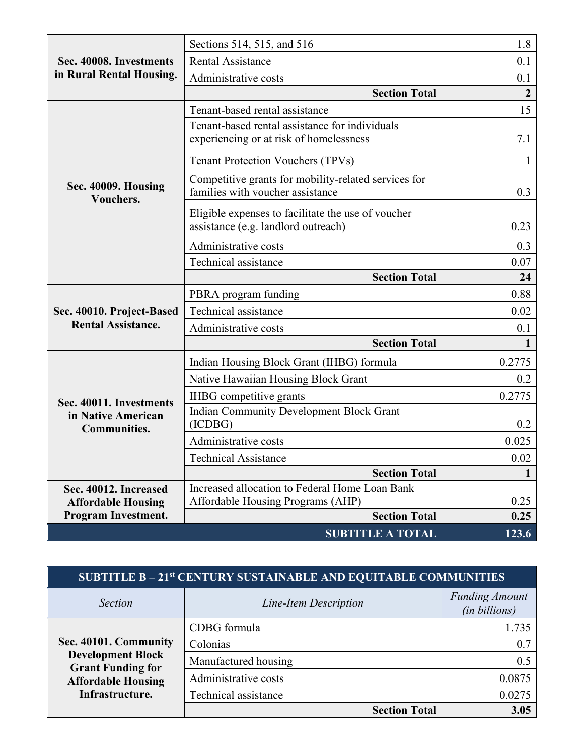| Section | Line-Item Description | Funding Amount (in billions) |
| --- | --- | --- |
| **Sec. 40008. Investments in Rural Rental Housing.** | Sections 514, 515, and 516 | 1.8 |
| | Rental Assistance | 0.1 |
| | Administrative costs | 0.1 |
| | **Section Total** | **2** |
| **Sec. 40009. Housing Vouchers.** | Tenant-based rental assistance | 15 |
| | Tenant-based rental assistance for individuals experiencing or at risk of homelessness | 7.1 |
| | Tenant Protection Vouchers (TPVs) | 1 |
| | Competitive grants for mobility-related services for families with voucher assistance | 0.3 |
| | Eligible expenses to facilitate the use of voucher assistance (e.g. landlord outreach) | 0.23 |
| | Administrative costs | 0.3 |
| | Technical assistance | 0.07 |
| | **Section Total** | **24** |
| **Sec. 40010. Project-Based Rental Assistance.** | PBRA program funding | 0.88 |
| | Technical assistance | 0.02 |
| | Administrative costs | 0.1 |
| | **Section Total** | **1** |
| **Sec. 40011. Investments in Native American Communities.** | Indian Housing Block Grant (IHBG) formula | 0.2775 |
| | Native Hawaiian Housing Block Grant | 0.2 |
| | IHBG competitive grants | 0.2775 |
| | Indian Community Development Block Grant (ICDBG) | 0.2 |
| | Administrative costs | 0.025 |
| | Technical Assistance | 0.02 |
| | **Section Total** | **1** |
| **Sec. 40012. Increased Affordable Housing Program Investment.** | Increased allocation to Federal Home Loan Bank Affordable Housing Programs (AHP) | 0.25 |
| | **Section Total** | **0.25** |
| | **SUBTITLE A TOTAL** | **123.6** |

| **SUBTITLE B – 21st CENTURY SUSTAINABLE AND EQUITABLE COMMUNITIES** | | |
| --- | --- | --- |
| *Section* | *Line-Item Description* | *Funding Amount (in billions)* |
| **Sec. 40101. Community Development Block Grant Funding for Affordable Housing Infrastructure.** | CDBG formula | 1.735 |
| | Colonias | 0.7 |
| | Manufactured housing | 0.5 |
| | Administrative costs | 0.0875 |
| | Technical assistance | 0.0275 |
| | **Section Total** | **3.05** |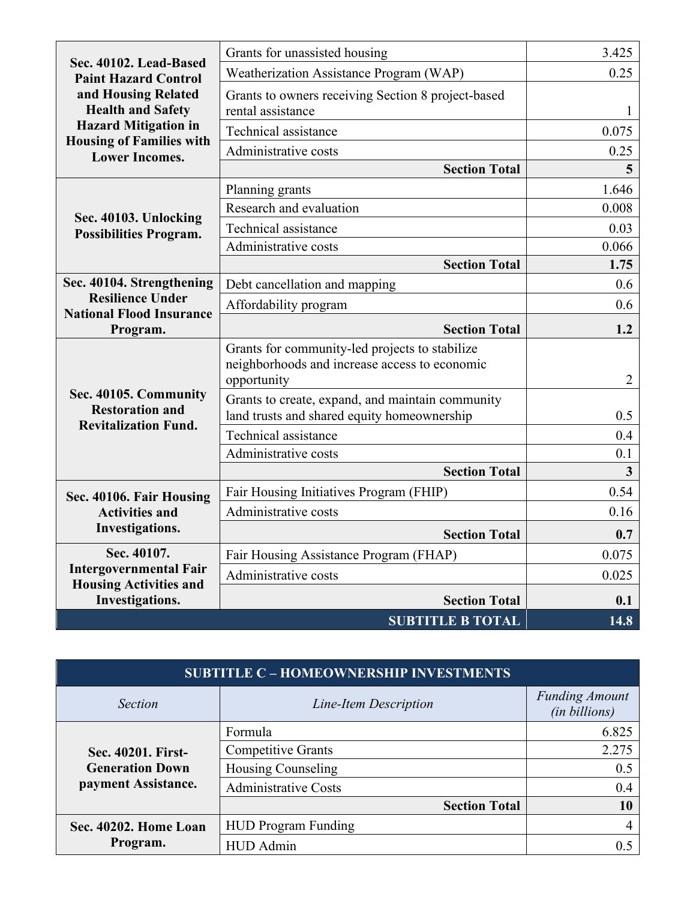| Section | Line-Item Description | Funding Amount (in billions) |
|---|---|---|
| **Sec. 40102. Lead-Based Paint Hazard Control and Housing Related Health and Safety Hazard Mitigation in Housing of Families with Lower Incomes.** | Grants for unassisted housing | 3.425 |
| | Weatherization Assistance Program (WAP) | 0.25 |
| | Grants to owners receiving Section 8 project-based rental assistance | 1 |
| | Technical assistance | 0.075 |
| | Administrative costs | 0.25 |
| | **Section Total** | **5** |
| **Sec. 40103. Unlocking Possibilities Program.** | Planning grants | 1.646 |
| | Research and evaluation | 0.008 |
| | Technical assistance | 0.03 |
| | Administrative costs | 0.066 |
| | **Section Total** | **1.75** |
| **Sec. 40104. Strengthening Resilience Under National Flood Insurance Program.** | Debt cancellation and mapping | 0.6 |
| | Affordability program | 0.6 |
| | **Section Total** | **1.2** |
| **Sec. 40105. Community Restoration and Revitalization Fund.** | Grants for community-led projects to stabilize neighborhoods and increase access to economic opportunity | 2 |
| | Grants to create, expand, and maintain community land trusts and shared equity homeownership | 0.5 |
| | Technical assistance | 0.4 |
| | Administrative costs | 0.1 |
| | **Section Total** | **3** |
| **Sec. 40106. Fair Housing Activities and Investigations.** | Fair Housing Initiatives Program (FHIP) | 0.54 |
| | Administrative costs | 0.16 |
| | **Section Total** | **0.7** |
| **Sec. 40107. Intergovernmental Fair Housing Activities and Investigations.** | Fair Housing Assistance Program (FHAP) | 0.075 |
| | Administrative costs | 0.025 |
| | **Section Total** | **0.1** |
| | **SUBTITLE B TOTAL** | **14.8** |

| **SUBTITLE C – HOMEOWNERSHIP INVESTMENTS** | | |
|---|---|---|
| *Section* | *Line-Item Description* | *Funding Amount (in billions)* |
| **Sec. 40201. First-Generation Down payment Assistance.** | Formula | 6.825 |
| | Competitive Grants | 2.275 |
| | Housing Counseling | 0.5 |
| | Administrative Costs | 0.4 |
| | **Section Total** | **10** |
| **Sec. 40202. Home Loan Program.** | HUD Program Funding | 4 |
| | HUD Admin | 0.5 |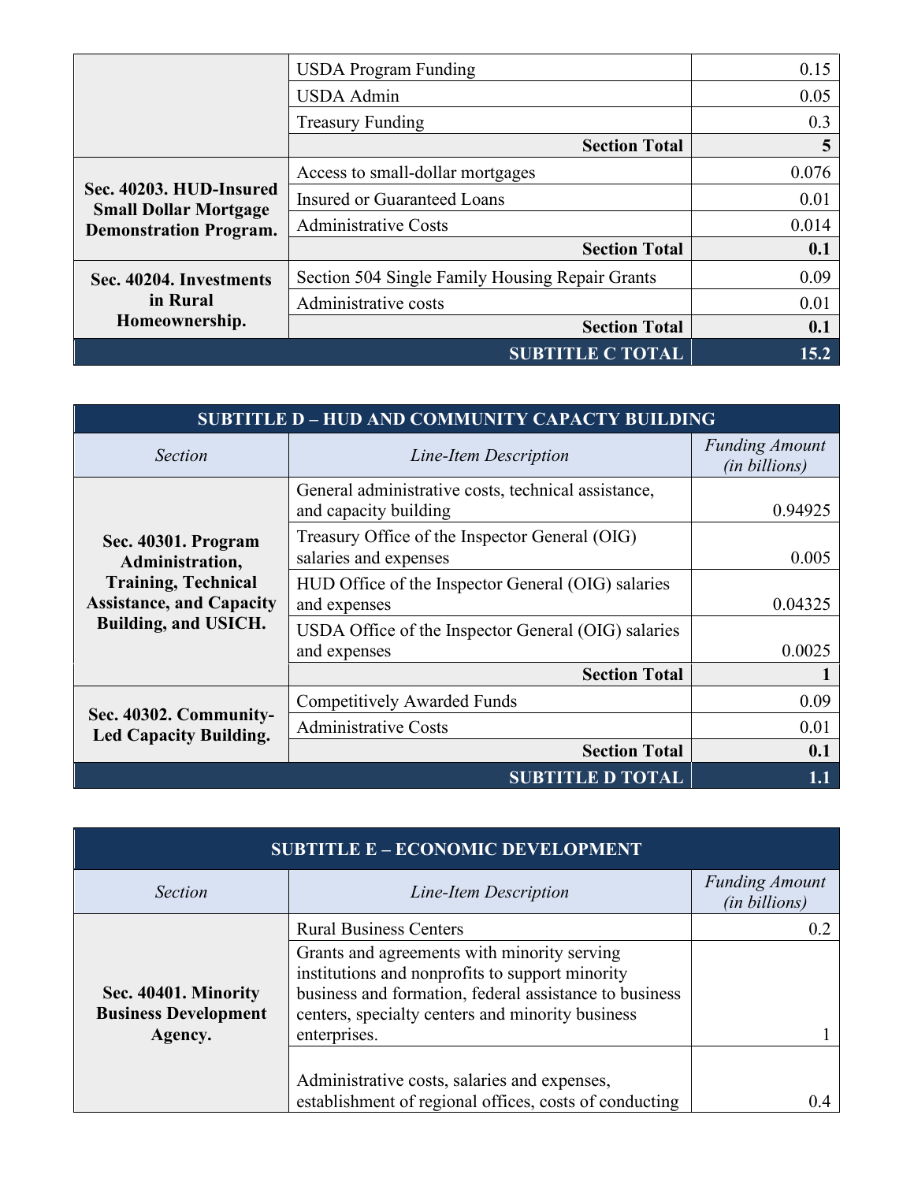| Section | Line-Item Description | Funding Amount (in billions) |
|---|---|---|
| | USDA Program Funding | 0.15 |
| | USDA Admin | 0.05 |
| | Treasury Funding | 0.3 |
| | **Section Total** | **5** |
| **Sec. 40203. HUD-Insured Small Dollar Mortgage Demonstration Program.** | Access to small-dollar mortgages | 0.076 |
| | Insured or Guaranteed Loans | 0.01 |
| | Administrative Costs | 0.014 |
| | **Section Total** | **0.1** |
| **Sec. 40204. Investments in Rural Homeownership.** | Section 504 Single Family Housing Repair Grants | 0.09 |
| | Administrative costs | 0.01 |
| | **Section Total** | **0.1** |
| | **SUBTITLE C TOTAL** | **15.2** |

| **SUBTITLE D – HUD AND COMMUNITY CAPACITY BUILDING** | | |
|---|---|---|
| *Section* | *Line-Item Description* | *Funding Amount (in billions)* |
| **Sec. 40301. Program Administration, Training, Technical Assistance, and Capacity Building, and USICH.** | General administrative costs, technical assistance, and capacity building | 0.94925 |
| | Treasury Office of the Inspector General (OIG) salaries and expenses | 0.005 |
| | HUD Office of the Inspector General (OIG) salaries and expenses | 0.04325 |
| | USDA Office of the Inspector General (OIG) salaries and expenses | 0.0025 |
| | **Section Total** | **1** |
| **Sec. 40302. Community-Led Capacity Building.** | Competitively Awarded Funds | 0.09 |
| | Administrative Costs | 0.01 |
| | **Section Total** | **0.1** |
| | **SUBTITLE D TOTAL** | **1.1** |

| **SUBTITLE E – ECONOMIC DEVELOPMENT** | | |
|---|---|---|
| *Section* | *Line-Item Description* | *Funding Amount (in billions)* |
| **Sec. 40401. Minority Business Development Agency.** | Rural Business Centers | 0.2 |
| | Grants and agreements with minority serving institutions and nonprofits to support minority business and formation, federal assistance to business centers, specialty centers and minority business enterprises. | 1 |
| | Administrative costs, salaries and expenses, establishment of regional offices, costs of conducting | 0.4 |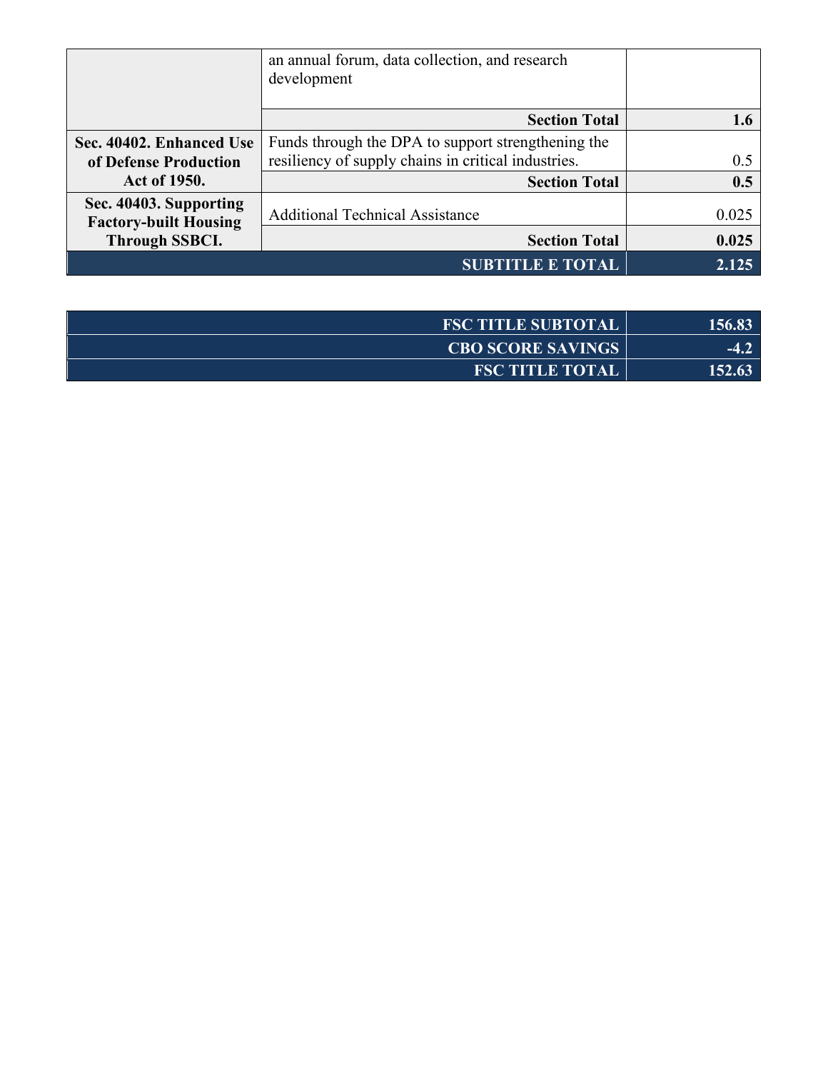| | | |
|---|---|---|
| | an annual forum, data collection, and research development | |
| | **Section Total** | **1.6** |
| **Sec. 40402. Enhanced Use of Defense Production Act of 1950.** | Funds through the DPA to support strengthening the resiliency of supply chains in critical industries. | 0.5 |
| | **Section Total** | **0.5** |
| **Sec. 40403. Supporting Factory-built Housing Through SSBCI.** | Additional Technical Assistance | 0.025 |
| | **Section Total** | **0.025** |
| | **SUBTITLE E TOTAL** | **2.125** |

| | |
|---|---|
| **FSC TITLE SUBTOTAL** | **156.83** |
| **CBO SCORE SAVINGS** | **-4.2** |
| **FSC TITLE TOTAL** | **152.63** |